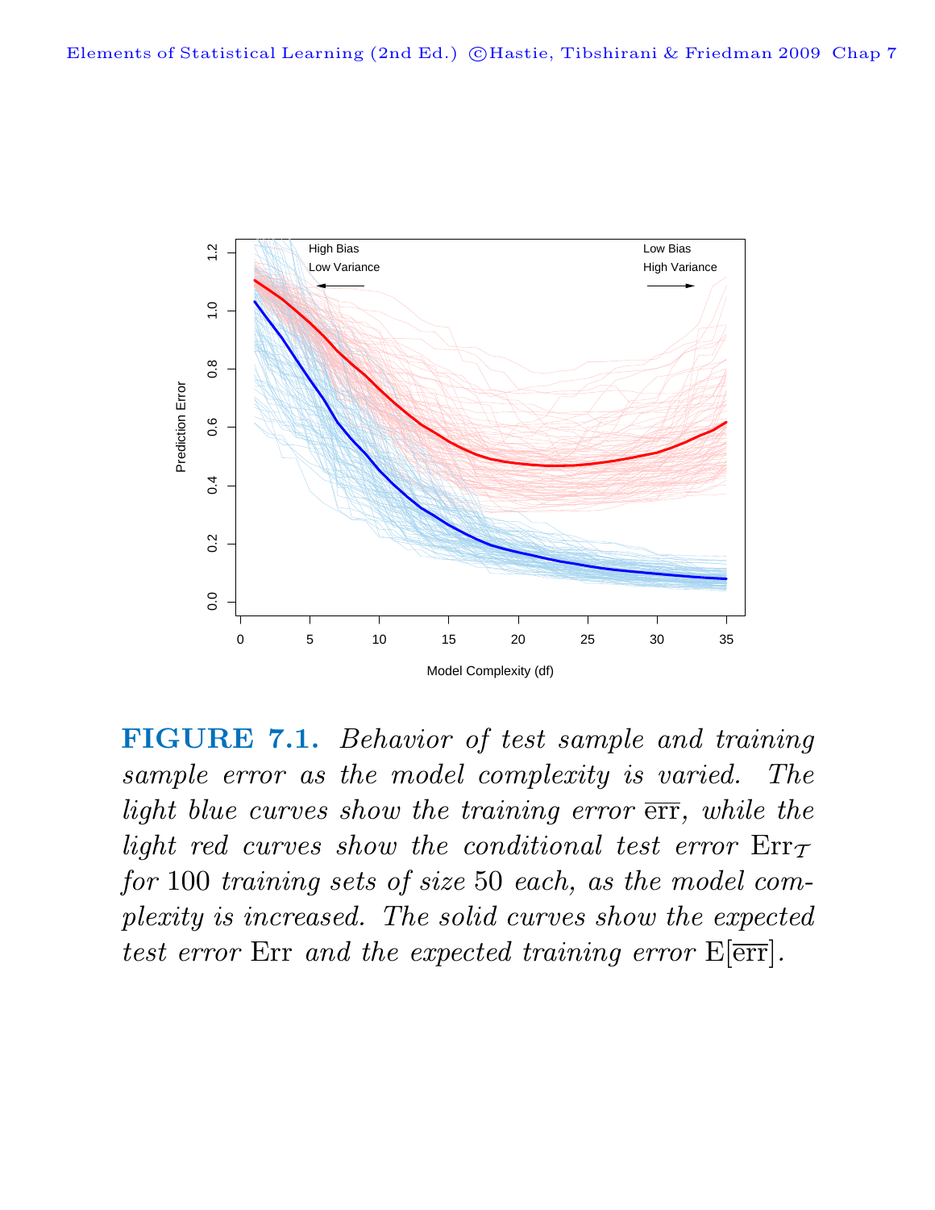**FIGURE 7.1.** *Behavior of test sample and training sample error as the model complexity is varied. The light blue curves show the training error* $\overline{\text{err}}$*, while the light red curves show the conditional test error* $\text{Err}_{\mathcal{T}}$ *for* 100 *training sets of size* 50 *each, as the model complexity is increased. The solid curves show the expected test error* Err *and the expected training error* $\text{E}[\overline{\text{err}}]$.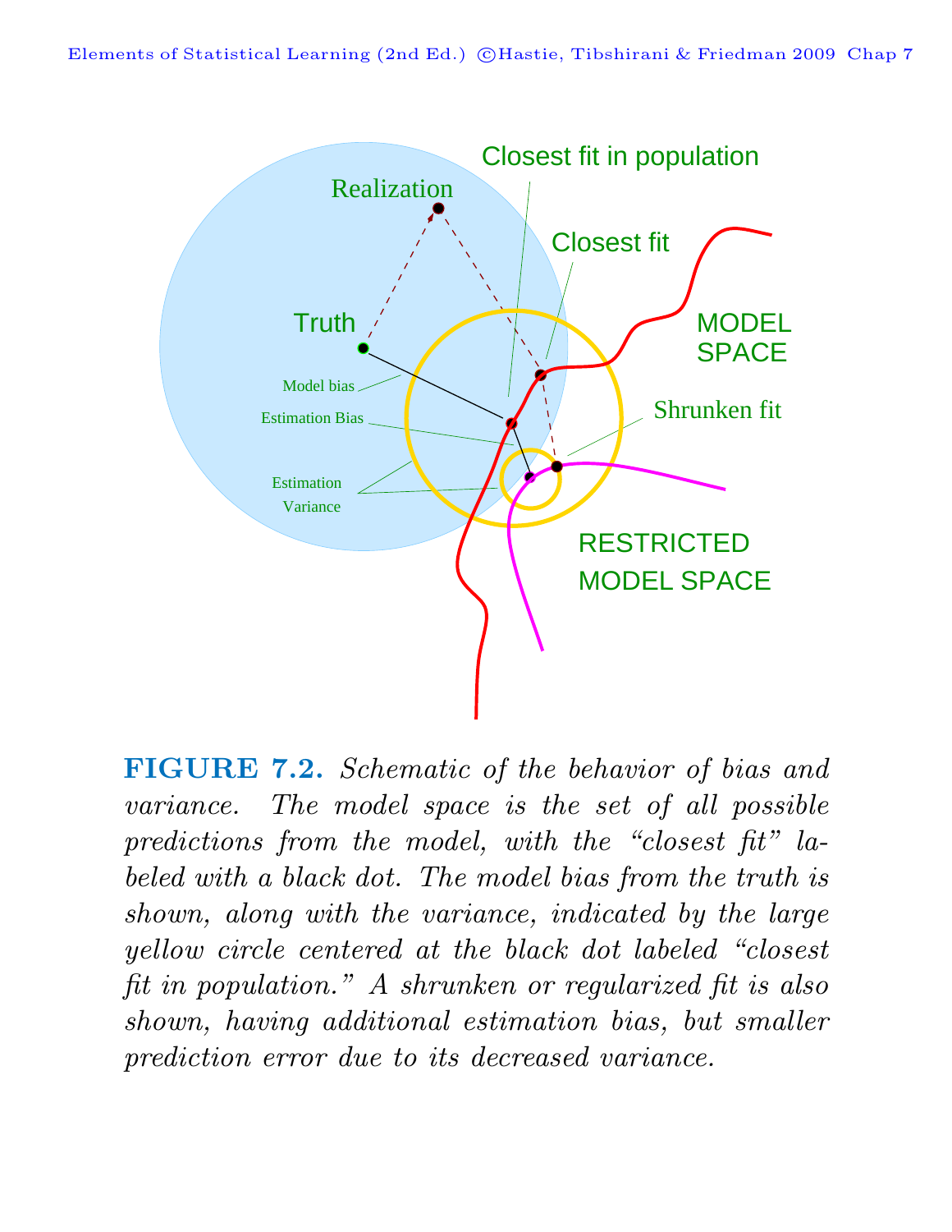**FIGURE 7.2.** *Schematic of the behavior of bias and variance. The model space is the set of all possible predictions from the model, with the "closest fit" labeled with a black dot. The model bias from the truth is shown, along with the variance, indicated by the large yellow circle centered at the black dot labeled "closest fit in population." A shrunken or regularized fit is also shown, having additional estimation bias, but smaller prediction error due to its decreased variance.*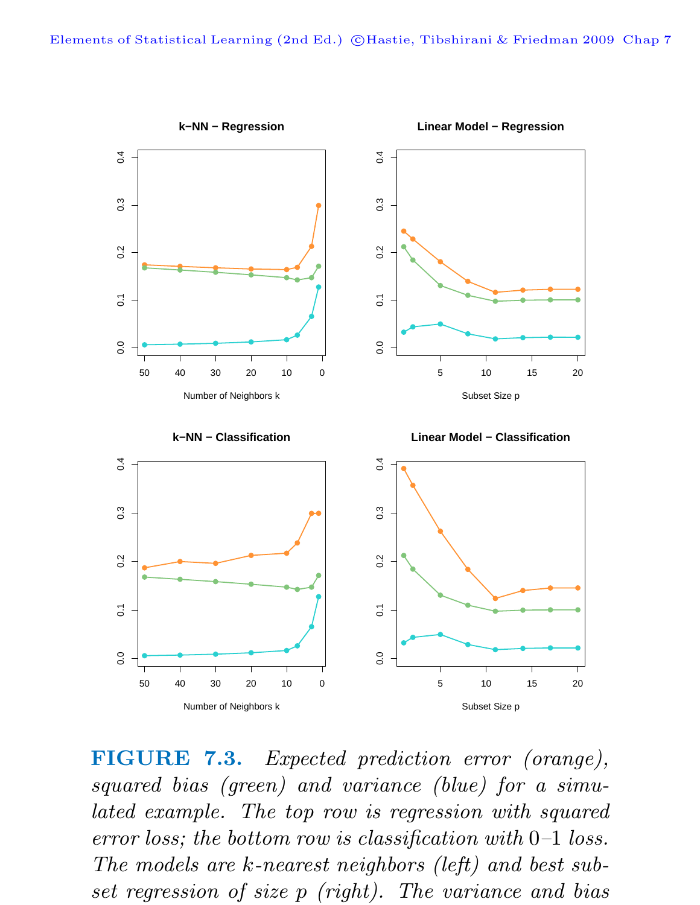**FIGURE 7.3.** *Expected prediction error (orange), squared bias (green) and variance (blue) for a simulated example. The top row is regression with squared error loss; the bottom row is classification with* 0–1 *loss. The models are k-nearest neighbors (left) and best subset regression of size p (right). The variance and bias*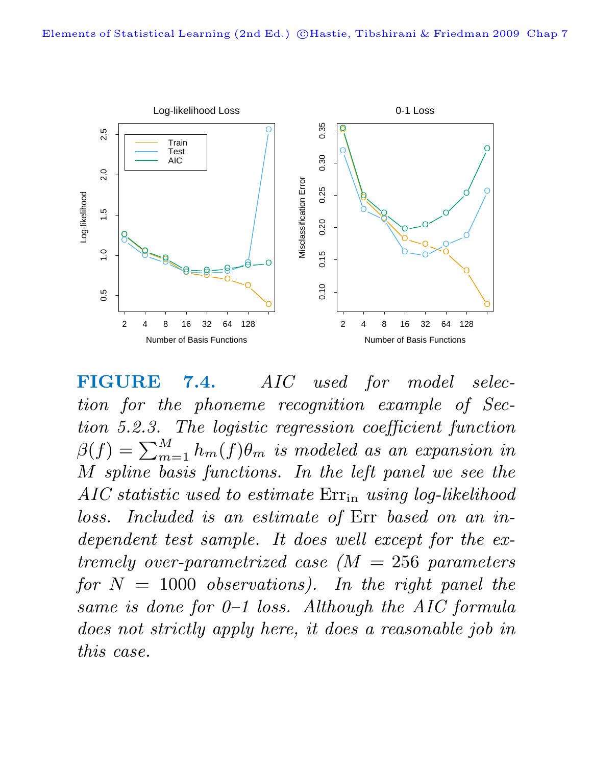**FIGURE 7.4.** *AIC used for model selection for the phoneme recognition example of Section 5.2.3. The logistic regression coefficient function* $\beta(f) = \sum_{m=1}^{M} h_m(f)\theta_m$ *is modeled as an expansion in* $M$ *spline basis functions. In the left panel we see the AIC statistic used to estimate* $\mathrm{Err_{in}}$ *using log-likelihood loss. Included is an estimate of* $\mathrm{Err}$ *based on an independent test sample. It does well except for the extremely over-parametrized case (*$M = 256$ *parameters for* $N = 1000$ *observations). In the right panel the same is done for 0–1 loss. Although the AIC formula does not strictly apply here, it does a reasonable job in this case.*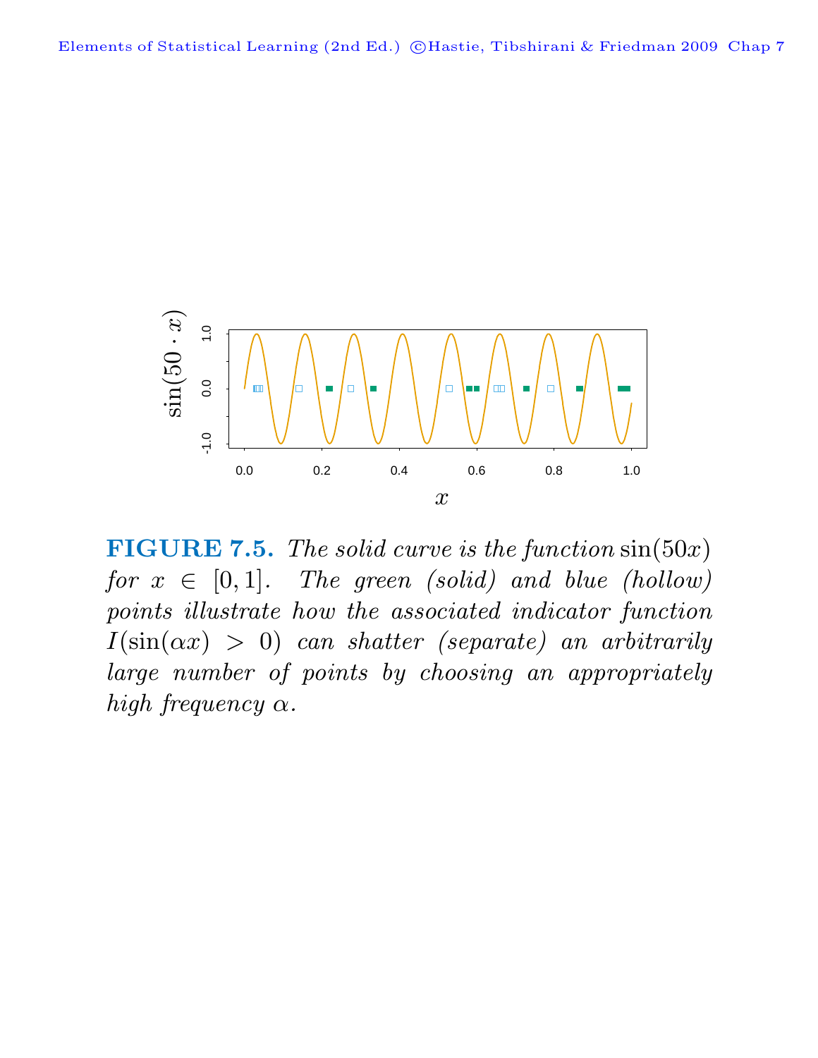**FIGURE 7.5.** *The solid curve is the function* $\sin(50x)$ *for* $x \in [0, 1]$. *The green (solid) and blue (hollow) points illustrate how the associated indicator function* $I(\sin(\alpha x) > 0)$ *can shatter (separate) an arbitrarily large number of points by choosing an appropriately high frequency* $\alpha$.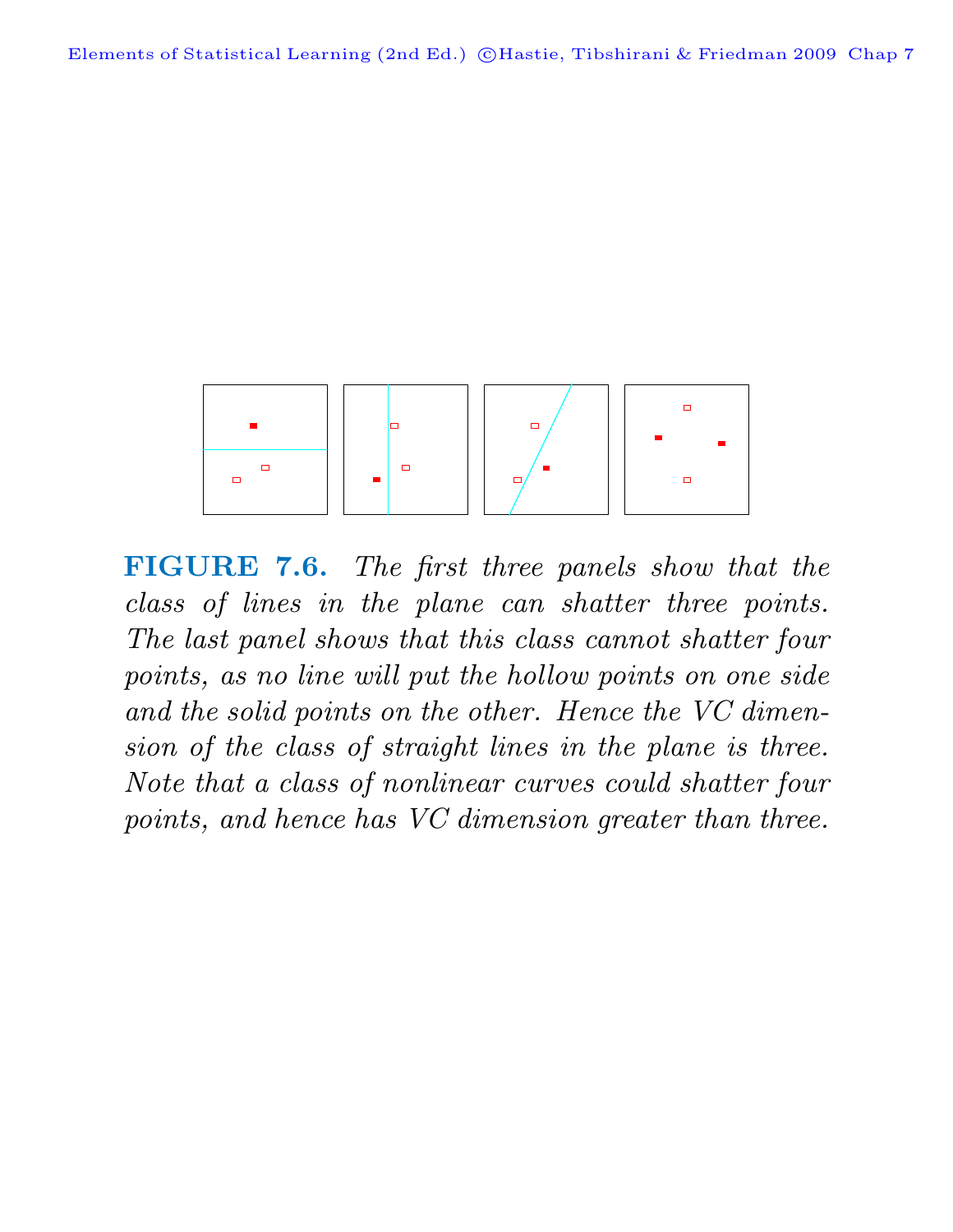**FIGURE 7.6.** *The first three panels show that the class of lines in the plane can shatter three points. The last panel shows that this class cannot shatter four points, as no line will put the hollow points on one side and the solid points on the other. Hence the VC dimension of the class of straight lines in the plane is three. Note that a class of nonlinear curves could shatter four points, and hence has VC dimension greater than three.*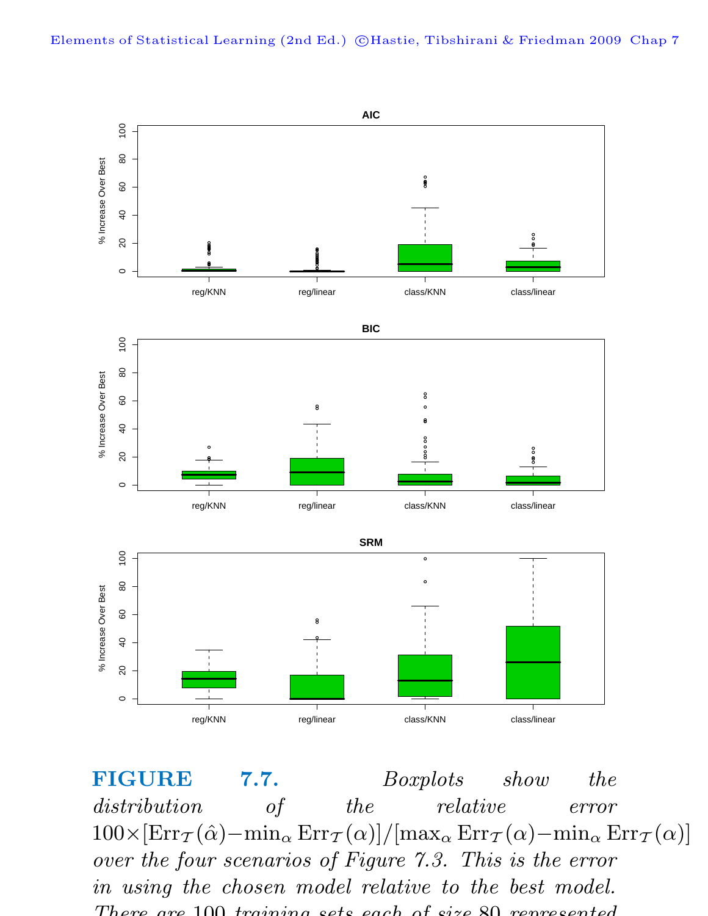**FIGURE 7.7.** *Boxplots show the distribution of the relative error* $100 \times [\mathrm{Err}_{\mathcal{T}}(\hat{\alpha}) - \min_\alpha \mathrm{Err}_{\mathcal{T}}(\alpha)]/[\max_\alpha \mathrm{Err}_{\mathcal{T}}(\alpha) - \min_\alpha \mathrm{Err}_{\mathcal{T}}(\alpha)]$ *over the four scenarios of Figure 7.3. This is the error in using the chosen model relative to the best model. There are 100 training sets each of size 80 represented*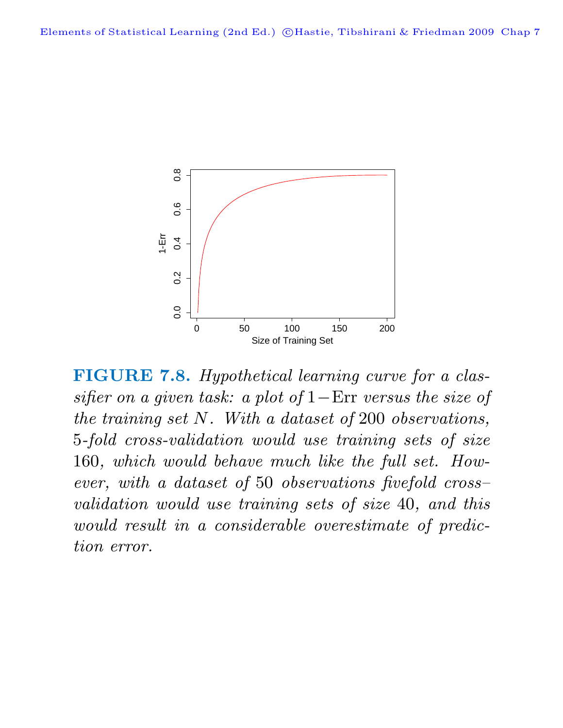**FIGURE 7.8.** *Hypothetical learning curve for a classifier on a given task: a plot of* $1-\text{Err}$ *versus the size of the training set* $N$*. With a dataset of* 200 *observations,* 5*-fold cross-validation would use training sets of size* 160*, which would behave much like the full set. However, with a dataset of* 50 *observations fivefold cross–validation would use training sets of size* 40*, and this would result in a considerable overestimate of prediction error.*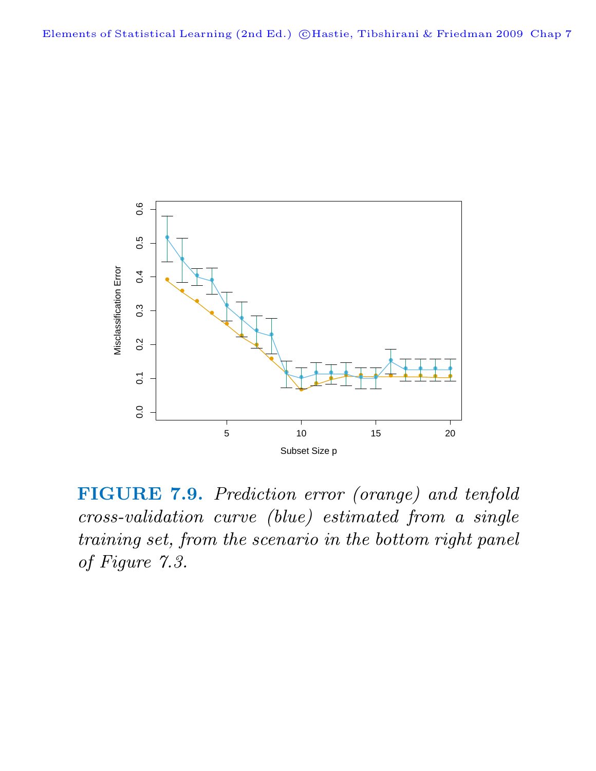**FIGURE 7.9.** *Prediction error (orange) and tenfold cross-validation curve (blue) estimated from a single training set, from the scenario in the bottom right panel of Figure 7.3.*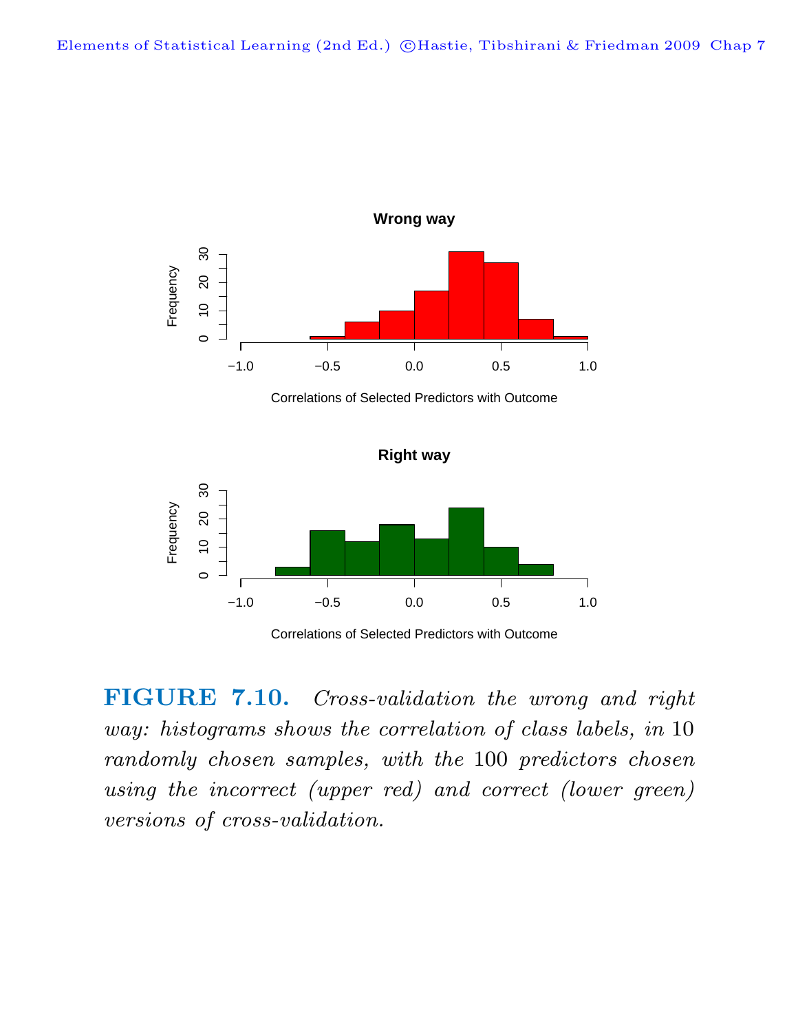**FIGURE 7.10.** *Cross-validation the wrong and right way: histograms shows the correlation of class labels, in 10 randomly chosen samples, with the 100 predictors chosen using the incorrect (upper red) and correct (lower green) versions of cross-validation.*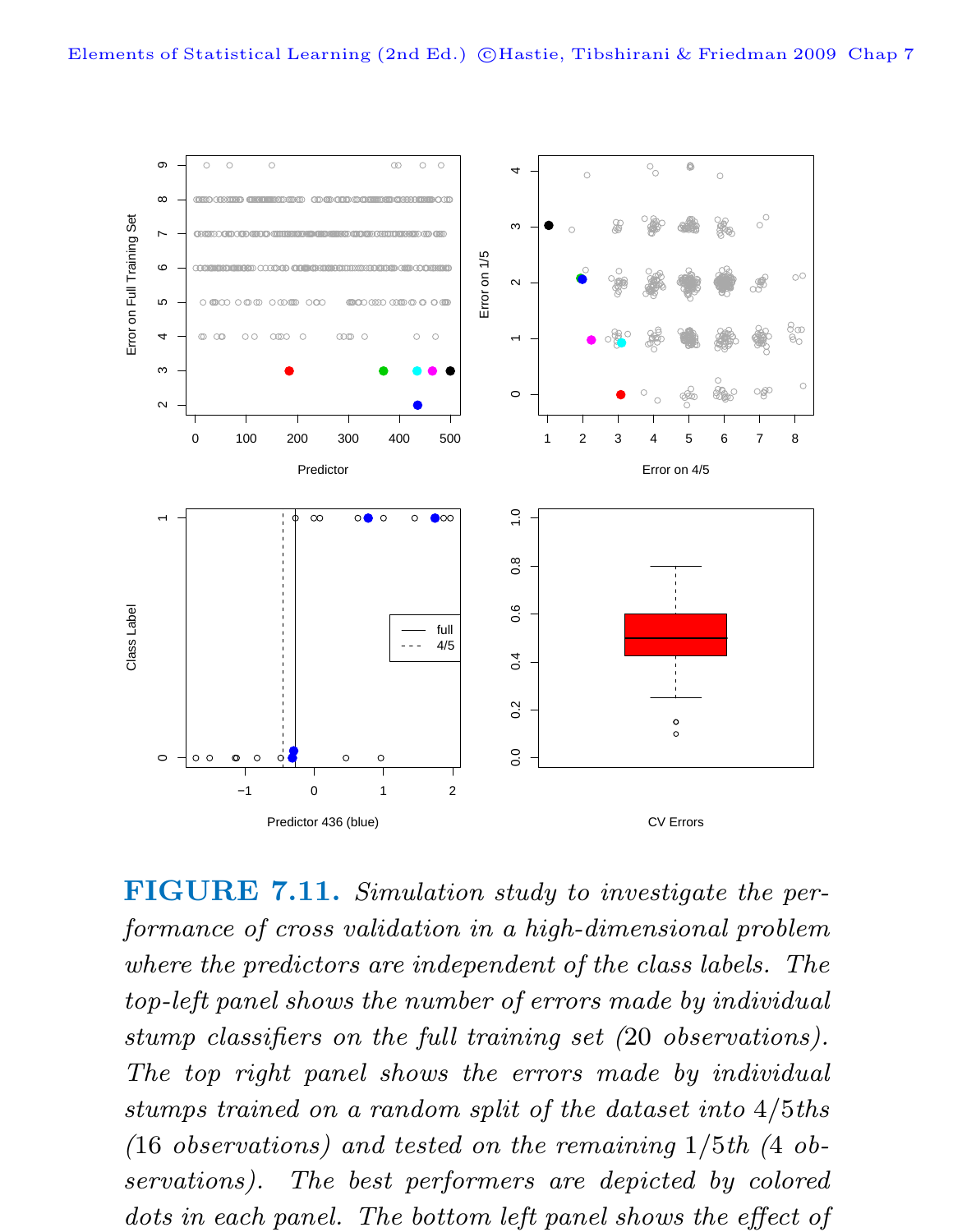**FIGURE 7.11.** *Simulation study to investigate the performance of cross validation in a high-dimensional problem where the predictors are independent of the class labels. The top-left panel shows the number of errors made by individual stump classifiers on the full training set (20 observations). The top right panel shows the errors made by individual stumps trained on a random split of the dataset into 4/5ths (16 observations) and tested on the remaining 1/5th (4 observations). The best performers are depicted by colored dots in each panel. The bottom left panel shows the effect of*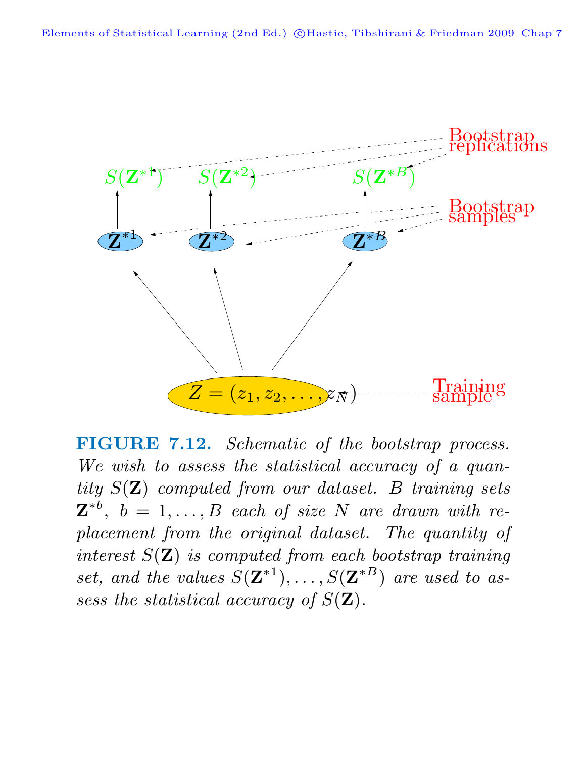**FIGURE 7.12.** *Schematic of the bootstrap process. We wish to assess the statistical accuracy of a quantity $S(\mathbf{Z})$ computed from our dataset. $B$ training sets $\mathbf{Z}^{*b}$, $b = 1, \ldots, B$ each of size $N$ are drawn with replacement from the original dataset. The quantity of interest $S(\mathbf{Z})$ is computed from each bootstrap training set, and the values $S(\mathbf{Z}^{*1}), \ldots, S(\mathbf{Z}^{*B})$ are used to assess the statistical accuracy of $S(\mathbf{Z})$.*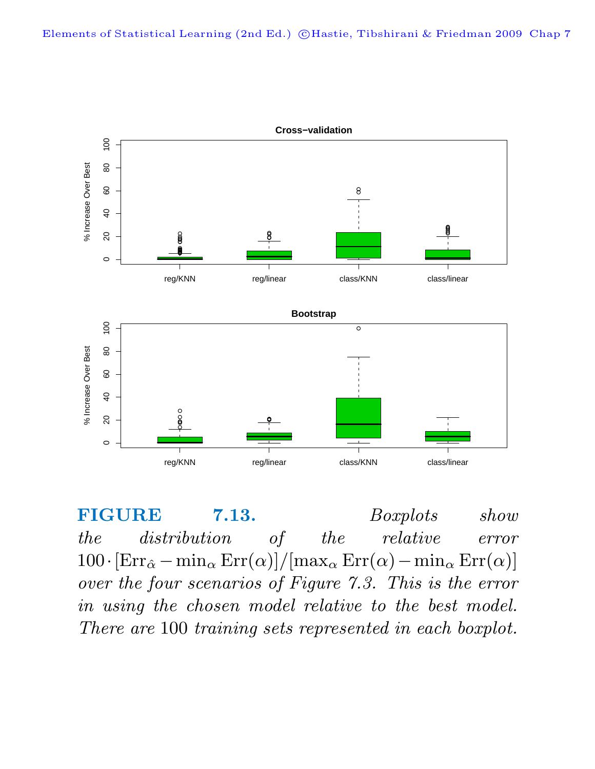**FIGURE 7.13.** *Boxplots show the distribution of the relative error* $100 \cdot [\mathrm{Err}_{\hat{\alpha}} - \min_\alpha \mathrm{Err}(\alpha)]/[\max_\alpha \mathrm{Err}(\alpha) - \min_\alpha \mathrm{Err}(\alpha)]$ *over the four scenarios of Figure 7.3. This is the error in using the chosen model relative to the best model. There are* 100 *training sets represented in each boxplot.*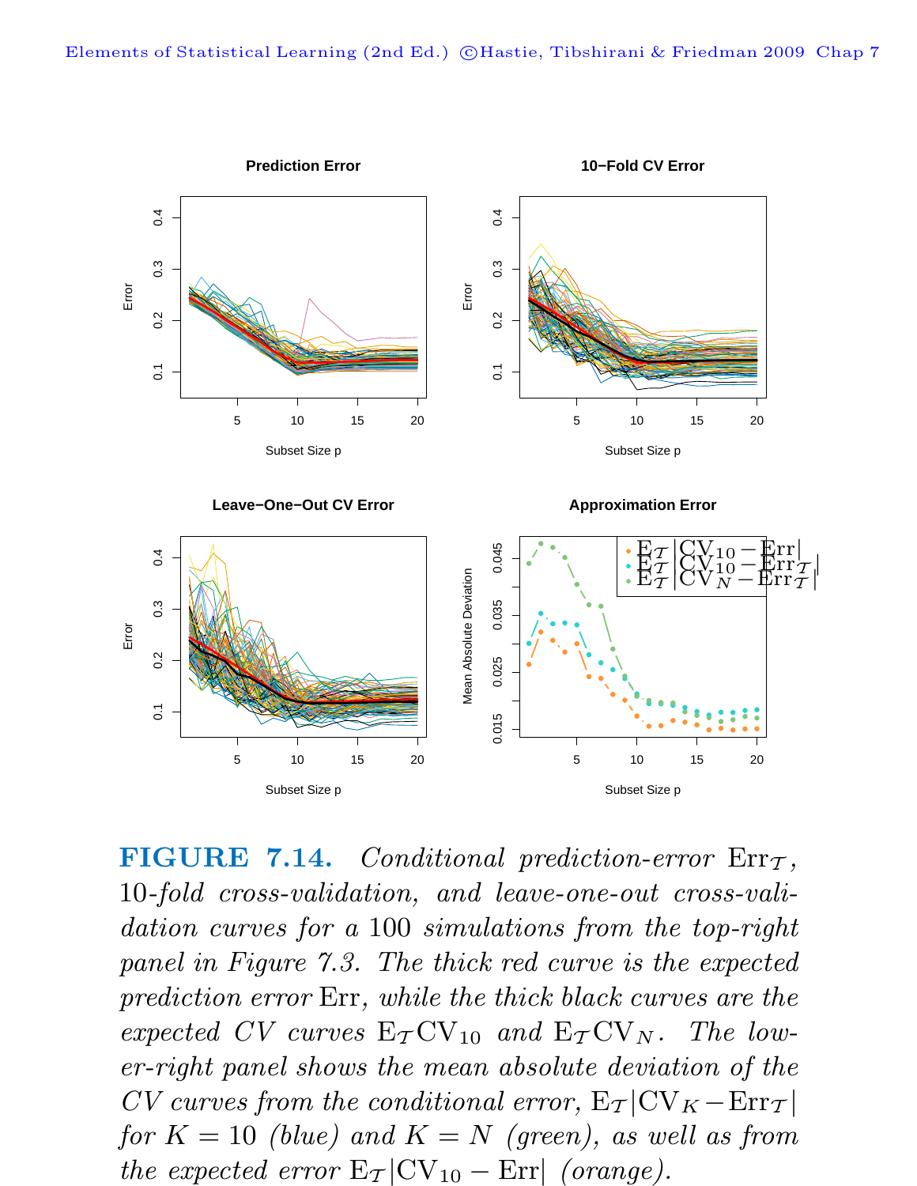**FIGURE 7.14.** *Conditional prediction-error* $\mathrm{Err}_{\mathcal{T}}$*, 10-fold cross-validation, and leave-one-out cross-validation curves for a 100 simulations from the top-right panel in Figure 7.3. The thick red curve is the expected prediction error* $\mathrm{Err}$*, while the thick black curves are the expected CV curves* $\mathrm{E}_{\mathcal{T}}\mathrm{CV}_{10}$ *and* $\mathrm{E}_{\mathcal{T}}\mathrm{CV}_N$*. The lower-right panel shows the mean absolute deviation of the CV curves from the conditional error,* $\mathrm{E}_{\mathcal{T}}|\mathrm{CV}_K - \mathrm{Err}_{\mathcal{T}}|$ *for* $K = 10$ *(blue) and* $K = N$ *(green), as well as from the expected error* $\mathrm{E}_{\mathcal{T}}|\mathrm{CV}_{10} - \mathrm{Err}|$ *(orange).*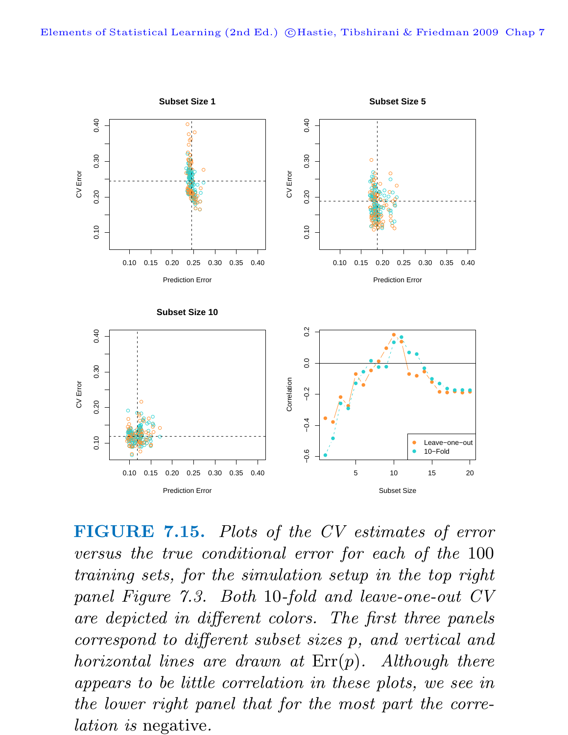Subset Size 1

CV Error

Prediction Error

0.10 0.15 0.20 0.25 0.30 0.35 0.40

0.10 0.20 0.30 0.40

Subset Size 5

CV Error

Prediction Error

0.10 0.15 0.20 0.25 0.30 0.35 0.40

0.10 0.20 0.30 0.40

Subset Size 10

CV Error

Prediction Error

0.10 0.15 0.20 0.25 0.30 0.35 0.40

0.10 0.20 0.30 0.40

Correlation

Subset Size

5 10 15 20

−0.6 −0.4 −0.2 0.0 0.2

Leave−one−out

10−Fold

**FIGURE 7.15.** *Plots of the CV estimates of error versus the true conditional error for each of the* 100 *training sets, for the simulation setup in the top right panel Figure 7.3. Both* 10*-fold and leave-one-out CV are depicted in different colors. The first three panels correspond to different subset sizes $p$, and vertical and horizontal lines are drawn at* $\mathrm{Err}(p)$*. Although there appears to be little correlation in these plots, we see in the lower right panel that for the most part the correlation is* negative.